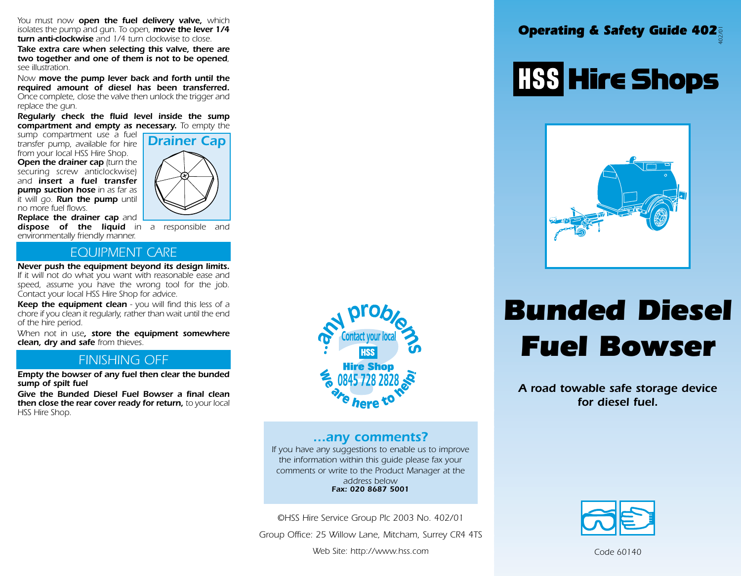You must now **open the fuel delivery valve,** which isolates the pump and gun. To open, **move the lever 1/4 turn anti-clockwise** and 1/4 turn clockwise to close.

***Take extra care when selecting this valve, there are two together and one of them is not to be opened***, *see illustration.*

Now **move the pump lever back and forth until the required amount of diesel has been transferred.** Once complete, close the valve then unlock the trigger and replace the gun.

**Regularly check the fluid level inside the sump compartment and empty as necessary.** To empty the sump compartment use a fuel transfer pump, available for hire from your local HSS Hire Shop.

**Open the drainer cap** (turn the securing screw anticlockwise) and **insert a fuel transfer pump suction hose** in as far as it will go. **Run the pump** until no more fuel flows.

**Replace the drainer cap** and **dispose of the liquid** in a responsible and environmentally friendly manner.

Drainer Cap

## EQUIPMENT CARE

**Never push the equipment beyond its design limits.** If it will not do what you want with reasonable ease and speed, assume you have the wrong tool for the job. Contact your local HSS Hire Shop for advice.

**Keep the equipment clean** - you will find this less of a chore if you clean it regularly, rather than wait until the end of the hire period.

When not in use**, store the equipment somewhere clean, dry and safe** from thieves.

## FINISHING OFF

**Empty the bowser of any fuel then clear the bunded sump of spilt fuel**

**Give the Bunded Diesel Fuel Bowser a final clean then close the rear cover ready for return,** to your local HSS Hire Shop.

...any problems

Contact your local HSS Hire Shop 0845 728 2828

We are here to help!

### ...any comments?

If you have any suggestions to enable us to improve the information within this guide please fax your comments or write to the Product Manager at the address below

**Fax: 020 8687 5001**

©HSS Hire Service Group Plc 2003 No. 402/01

Group Office: 25 Willow Lane, Mitcham, Surrey CR4 4TS

Web Site: http://www.hss.com

**Operating & Safety Guide 402** 402/01

**HSS Hire Shops**

# Bunded Diesel Fuel Bowser

***A road towable safe storage device for diesel fuel.***

Code 60140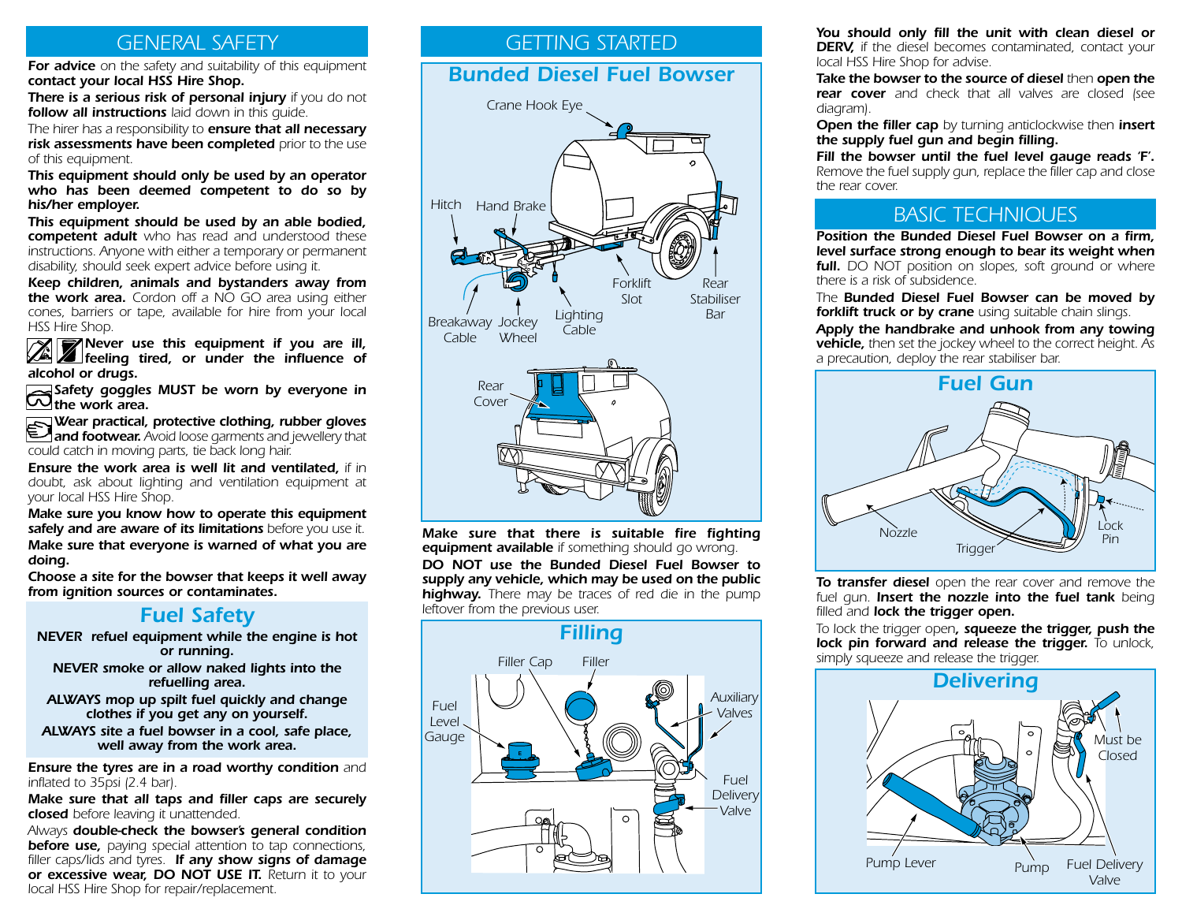## GENERAL SAFETY

**For advice** on the safety and suitability of this equipment **contact your local HSS Hire Shop.**

**There is a serious risk of personal injury** if you do not **follow all instructions** laid down in this guide.

The hirer has a responsibility to **ensure that all necessary risk assessments have been completed** prior to the use of this equipment.

**This equipment should only be used by an operator who has been deemed competent to do so by his/her employer.**

**This equipment should be used by an able bodied, competent adult** who has read and understood these instructions. Anyone with either a temporary or permanent disability, should seek expert advice before using it.

**Keep children, animals and bystanders away from the work area.** Cordon off a NO GO area using either cones, barriers or tape, available for hire from your local HSS Hire Shop.

**Never use this equipment if you are ill, feeling tired, or under the influence of alcohol or drugs.**

**Safety goggles MUST be worn by everyone in the work area.**

**Wear practical, protective clothing, rubber gloves and footwear.** Avoid loose garments and jewellery that could catch in moving parts, tie back long hair.

**Ensure the work area is well lit and ventilated,** if in doubt, ask about lighting and ventilation equipment at your local HSS Hire Shop.

**Make sure you know how to operate this equipment safely and are aware of its limitations** before you use it.

**Make sure that everyone is warned of what you are doing.**

**Choose a site for the bowser that keeps it well away from ignition sources or contaminates.**

### Fuel Safety

**NEVER refuel equipment while the engine is hot or running.**

**NEVER smoke or allow naked lights into the refuelling area.**

**ALWAYS mop up spilt fuel quickly and change clothes if you get any on yourself.**

**ALWAYS site a fuel bowser in a cool, safe place, well away from the work area.**

**Ensure the tyres are in a road worthy condition** and inflated to 35psi (2.4 bar).

**Make sure that all taps and filler caps are securely closed** before leaving it unattended.

Always **double-check the bowser's general condition before use,** paying special attention to tap connections, filler caps/lids and tyres. **If any show signs of damage or excessive wear, DO NOT USE IT.** Return it to your local HSS Hire Shop for repair/replacement.

## GETTING STARTED

### Bunded Diesel Fuel Bowser

Crane Hook Eye
Hitch
Hand Brake
Breakaway Cable
Jockey Wheel
Lighting Cable
Forklift Slot
Rear Stabiliser Bar
Rear Cover

**Make sure that there is suitable fire fighting equipment available** if something should go wrong.

**DO NOT use the Bunded Diesel Fuel Bowser to supply any vehicle, which may be used on the public highway.** There may be traces of red die in the pump leftover from the previous user.

### Filling

Filler Cap
Filler
Fuel Level Gauge
Auxiliary Valves
Fuel Delivery Valve

**You should only fill the unit with clean diesel or DERV,** if the diesel becomes contaminated, contact your local HSS Hire Shop for advise.

**Take the bowser to the source of diesel** then **open the rear cover** and check that all valves are closed (see diagram).

**Open the filler cap** by turning anticlockwise then **insert the supply fuel gun and begin filling.**

**Fill the bowser until the fuel level gauge reads 'F'.** Remove the fuel supply gun, replace the filler cap and close the rear cover.

## BASIC TECHNIQUES

**Position the Bunded Diesel Fuel Bowser on a firm, level surface strong enough to bear its weight when full.** DO NOT position on slopes, soft ground or where there is a risk of subsidence.

The **Bunded Diesel Fuel Bowser can be moved by forklift truck or by crane** using suitable chain slings.

**Apply the handbrake and unhook from any towing vehicle,** then set the jockey wheel to the correct height. As a precaution, deploy the rear stabiliser bar.

### Fuel Gun

Nozzle
Trigger
Lock Pin

**To transfer diesel** open the rear cover and remove the fuel gun. **Insert the nozzle into the fuel tank** being filled and **lock the trigger open.**

To lock the trigger open**, squeeze the trigger, push the lock pin forward and release the trigger.** To unlock, simply squeeze and release the trigger.

### Delivering

Must be Closed
Pump Lever
Pump
Fuel Delivery Valve